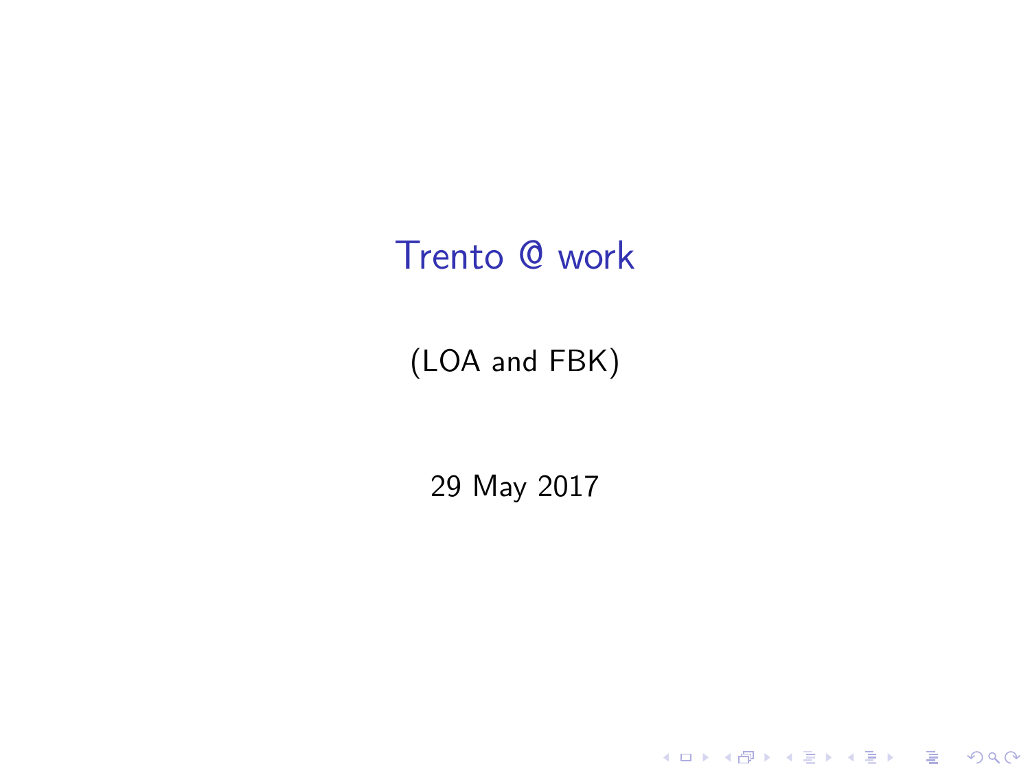# Trento @ work

(LOA and FBK)

29 May 2017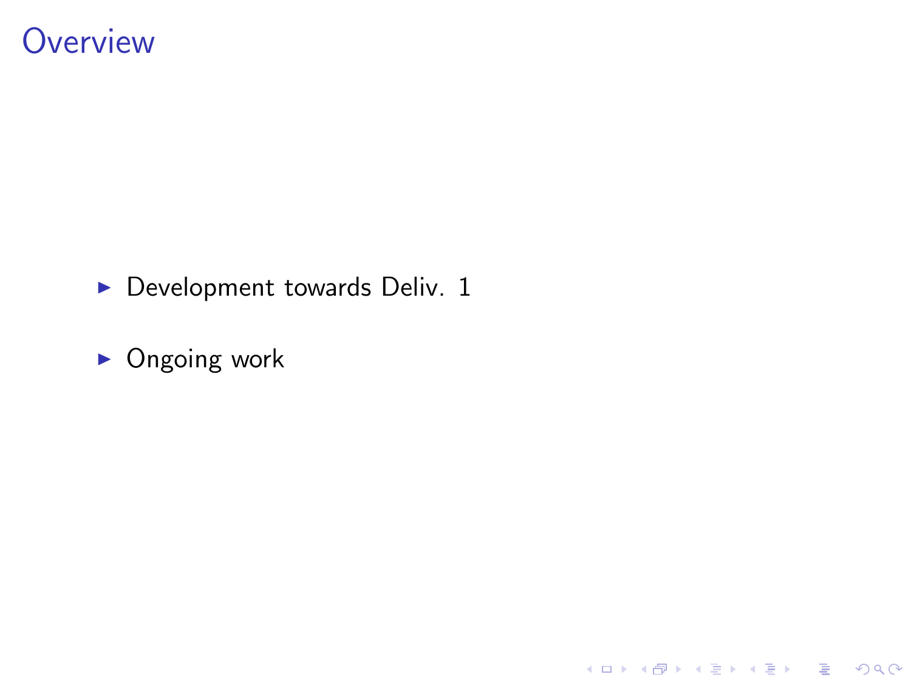# Overview

- Development towards Deliv. 1
- Ongoing work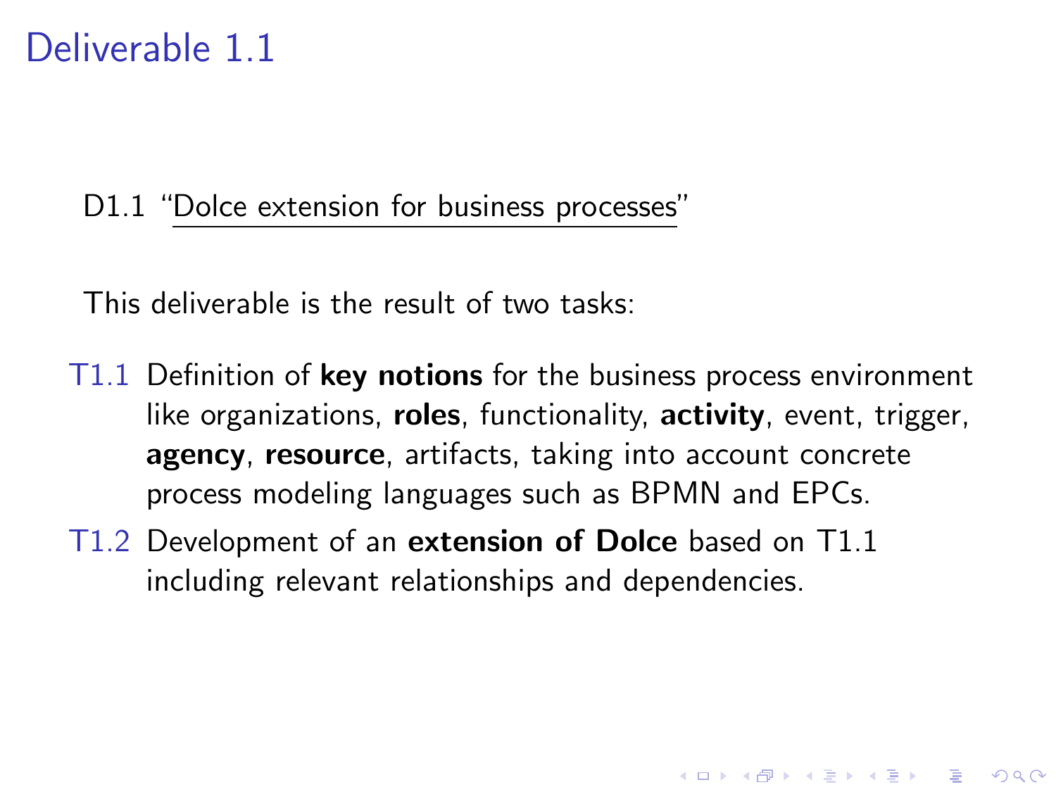# Deliverable 1.1

D1.1 "Dolce extension for business processes"

This deliverable is the result of two tasks:

- T1.1 Definition of **key notions** for the business process environment like organizations, **roles**, functionality, **activity**, event, trigger, **agency**, **resource**, artifacts, taking into account concrete process modeling languages such as BPMN and EPCs.
- T1.2 Development of an **extension of Dolce** based on T1.1 including relevant relationships and dependencies.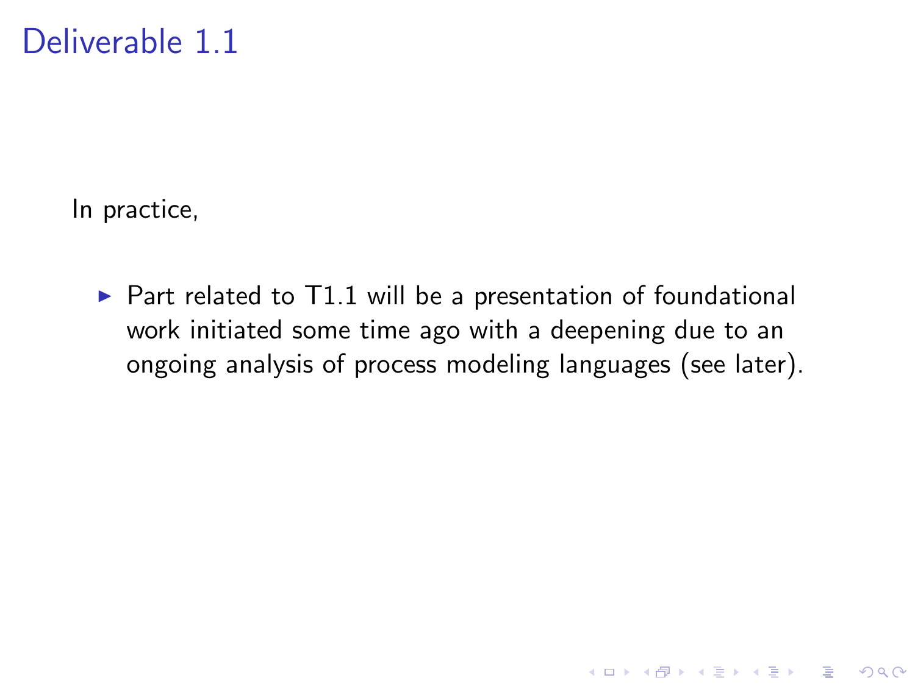# Deliverable 1.1

In practice,

- Part related to T1.1 will be a presentation of foundational work initiated some time ago with a deepening due to an ongoing analysis of process modeling languages (see later).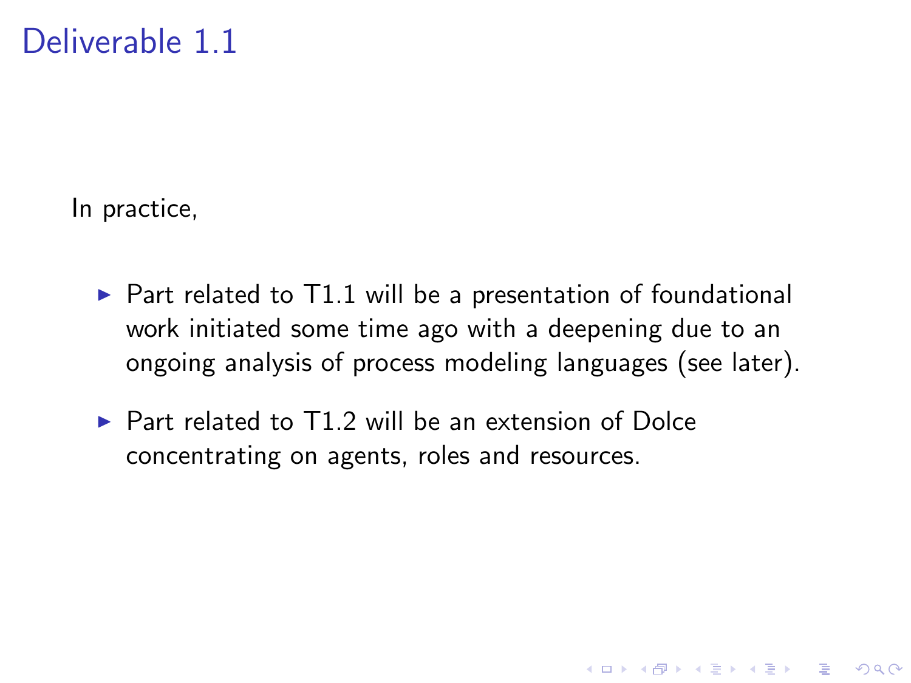# Deliverable 1.1

In practice,

- Part related to T1.1 will be a presentation of foundational work initiated some time ago with a deepening due to an ongoing analysis of process modeling languages (see later).
- Part related to T1.2 will be an extension of Dolce concentrating on agents, roles and resources.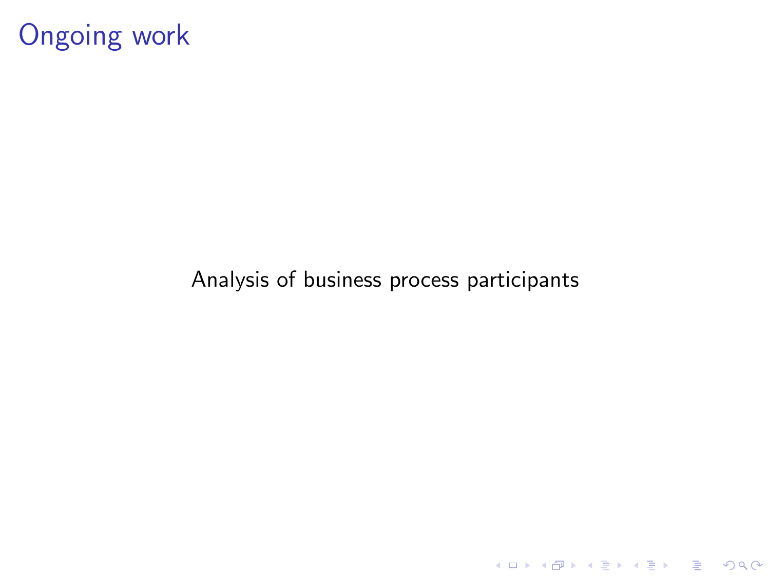# Ongoing work

Analysis of business process participants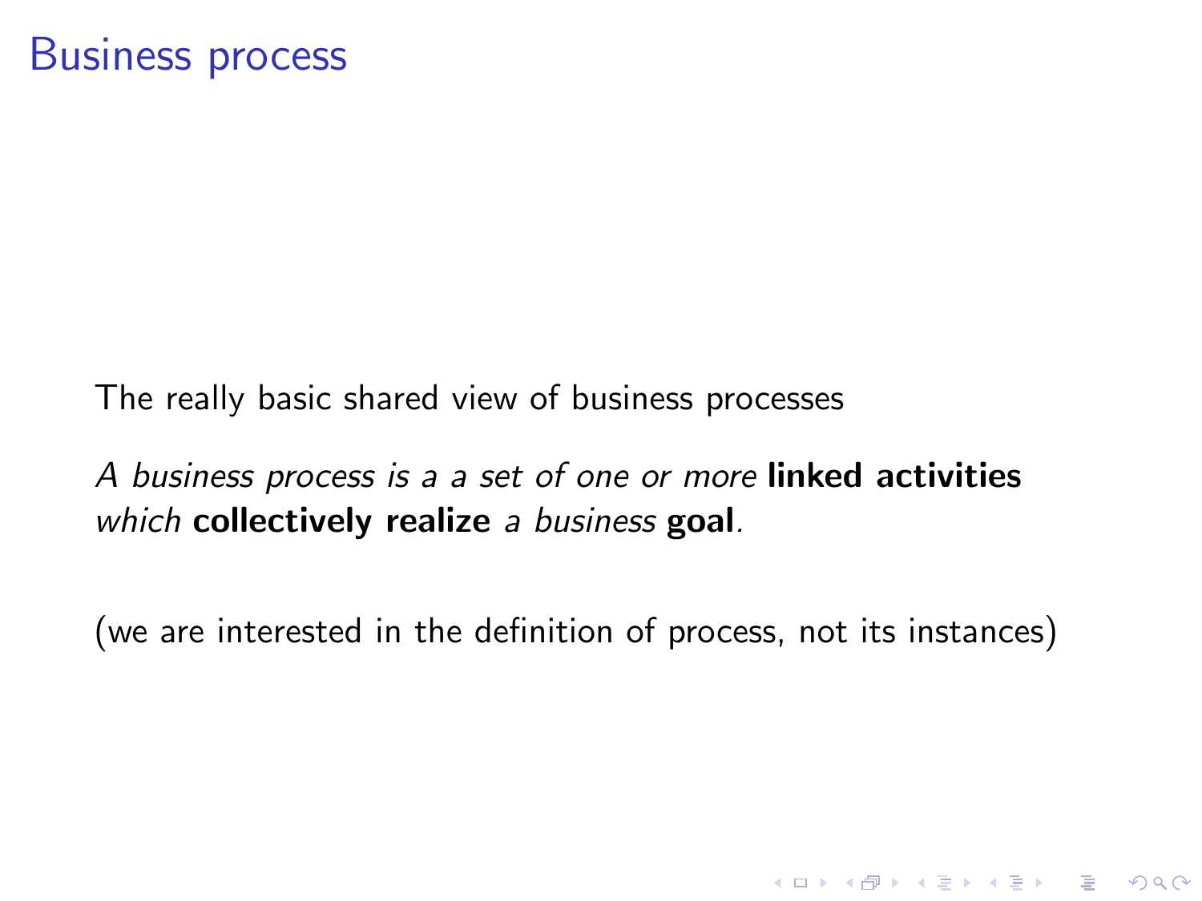# Business process

The really basic shared view of business processes

*A business process is a a set of one or more* **linked activities** *which* **collectively realize** *a business* **goal***.*

(we are interested in the definition of process, not its instances)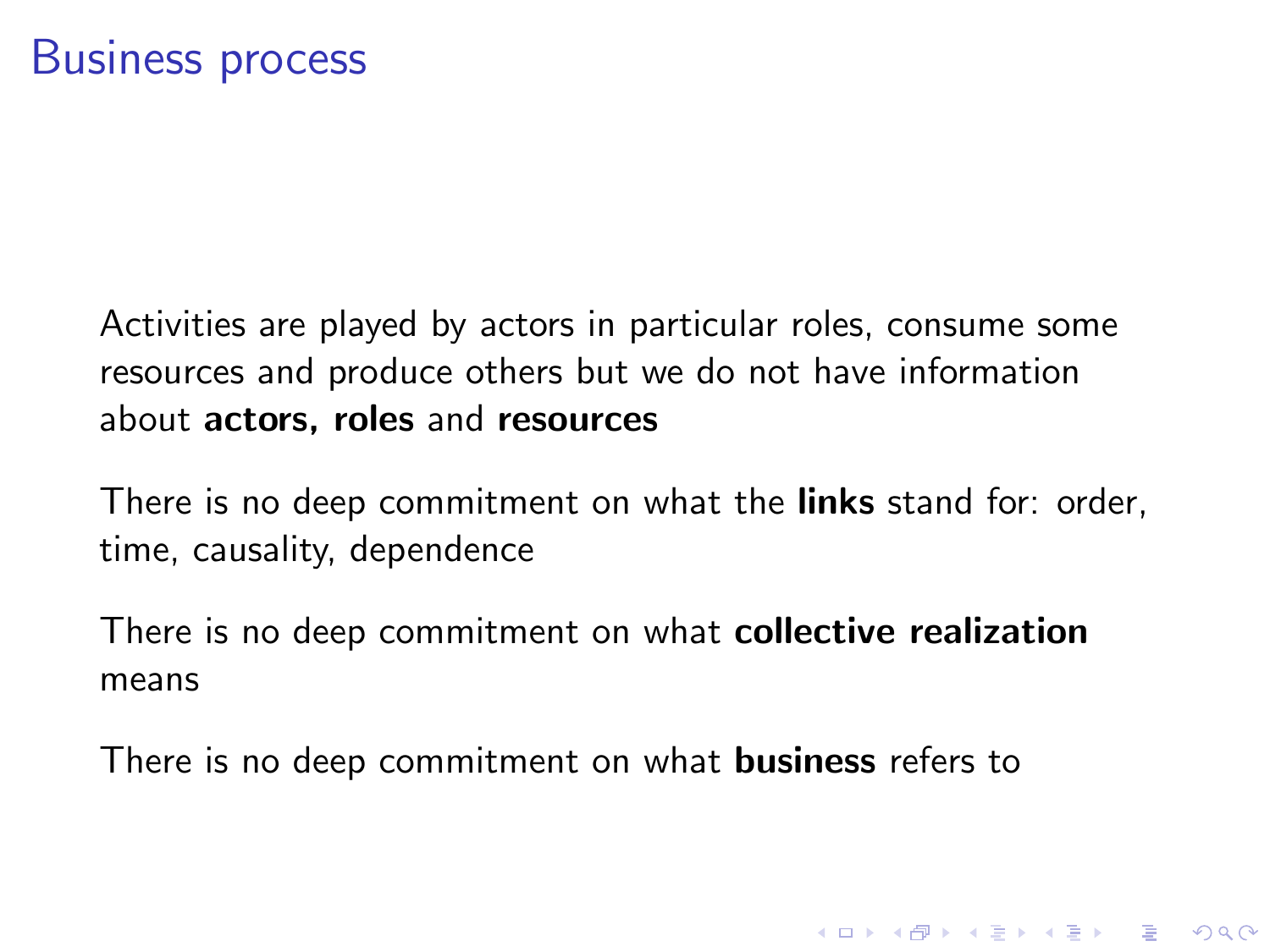# Business process

Activities are played by actors in particular roles, consume some resources and produce others but we do not have information about **actors, roles** and **resources**

There is no deep commitment on what the **links** stand for: order, time, causality, dependence

There is no deep commitment on what **collective realization** means

There is no deep commitment on what **business** refers to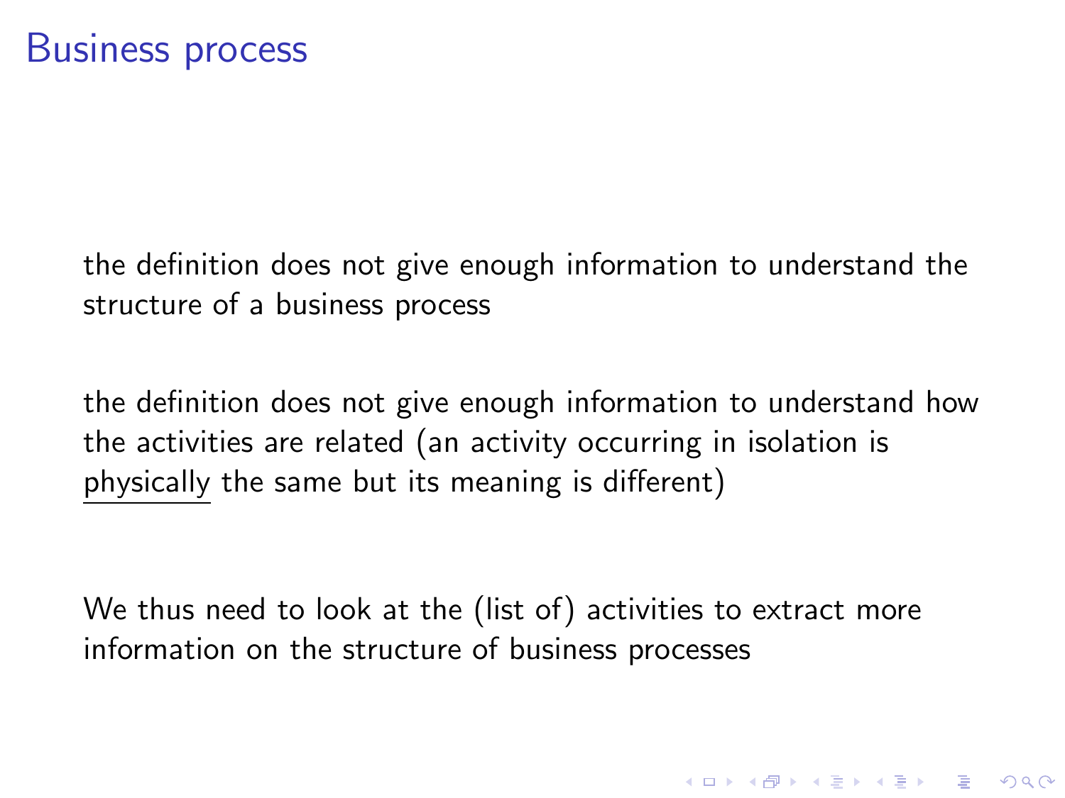# Business process

the definition does not give enough information to understand the structure of a business process

the definition does not give enough information to understand how the activities are related (an activity occurring in isolation is <u>physically</u> the same but its meaning is different)

We thus need to look at the (list of) activities to extract more information on the structure of business processes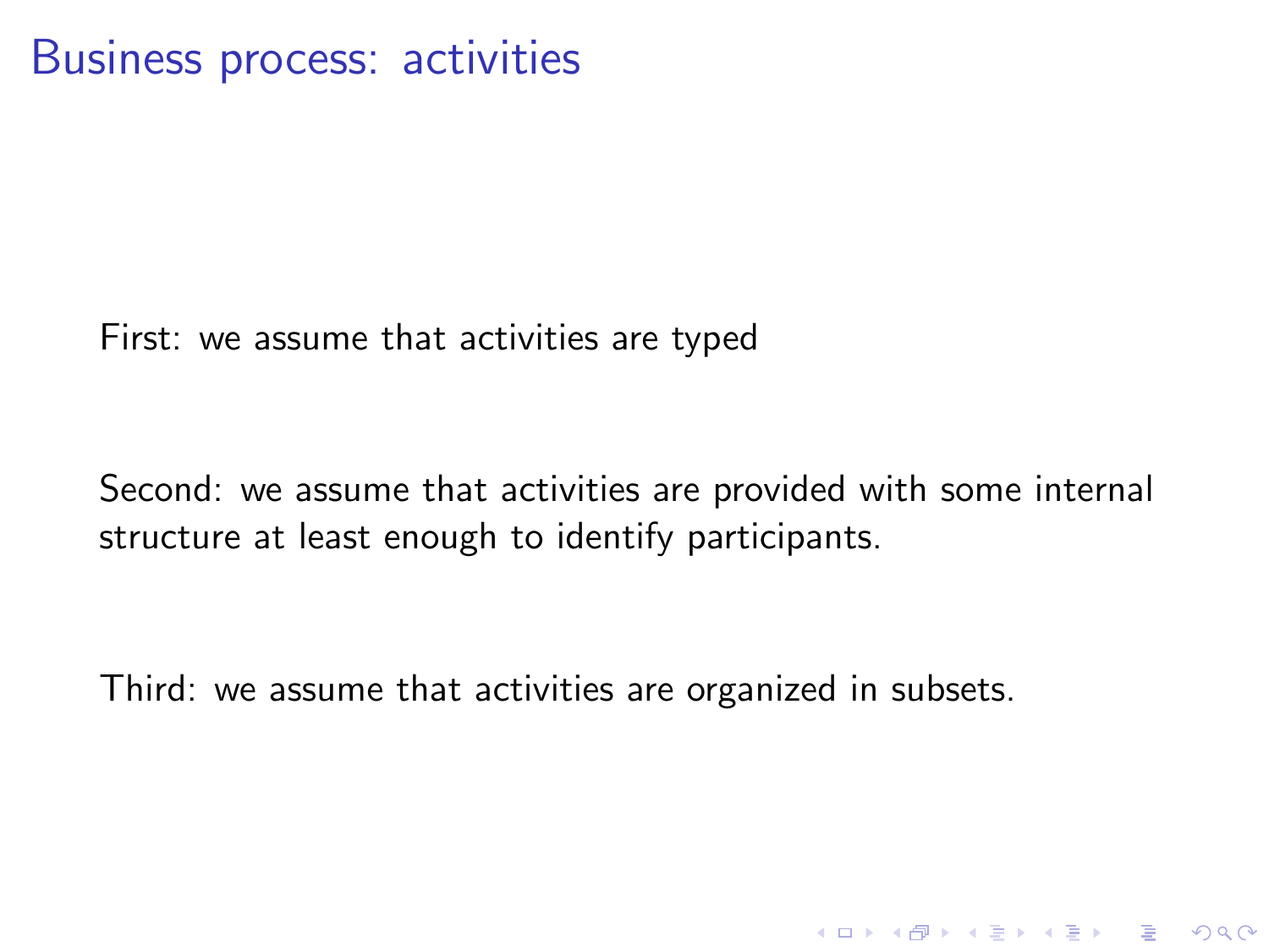# Business process: activities

First: we assume that activities are typed

Second: we assume that activities are provided with some internal structure at least enough to identify participants.

Third: we assume that activities are organized in subsets.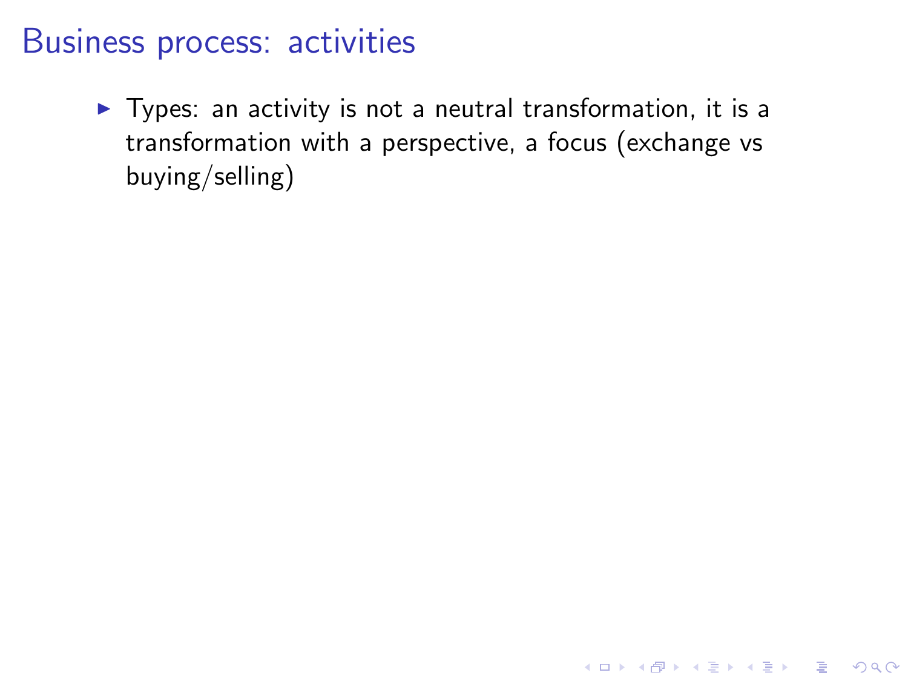# Business process: activities

- Types: an activity is not a neutral transformation, it is a transformation with a perspective, a focus (exchange vs buying/selling)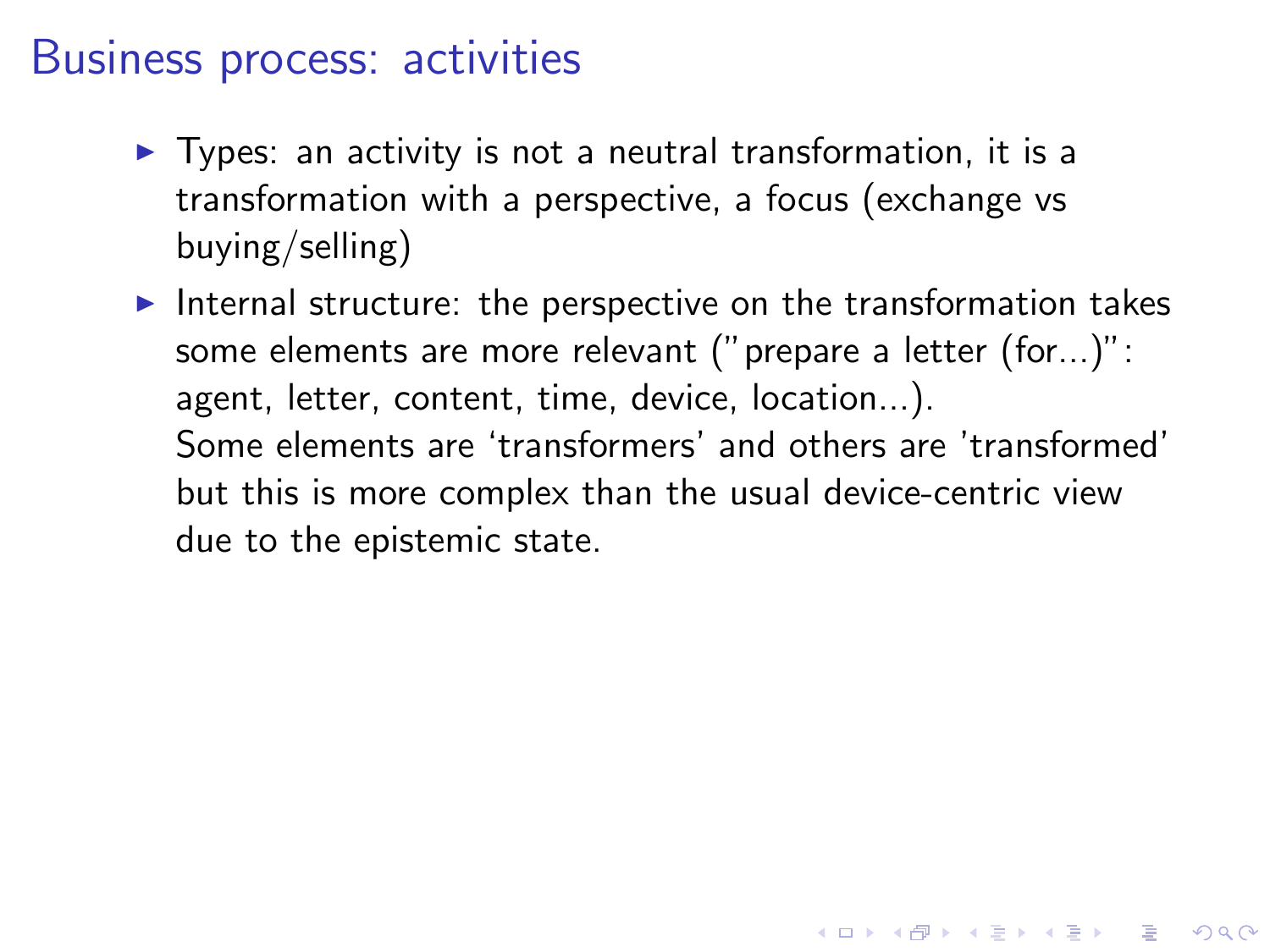# Business process: activities

- Types: an activity is not a neutral transformation, it is a transformation with a perspective, a focus (exchange vs buying/selling)
- Internal structure: the perspective on the transformation takes some elements are more relevant ("prepare a letter (for...)": agent, letter, content, time, device, location...).
  Some elements are 'transformers' and others are 'transformed' but this is more complex than the usual device-centric view due to the epistemic state.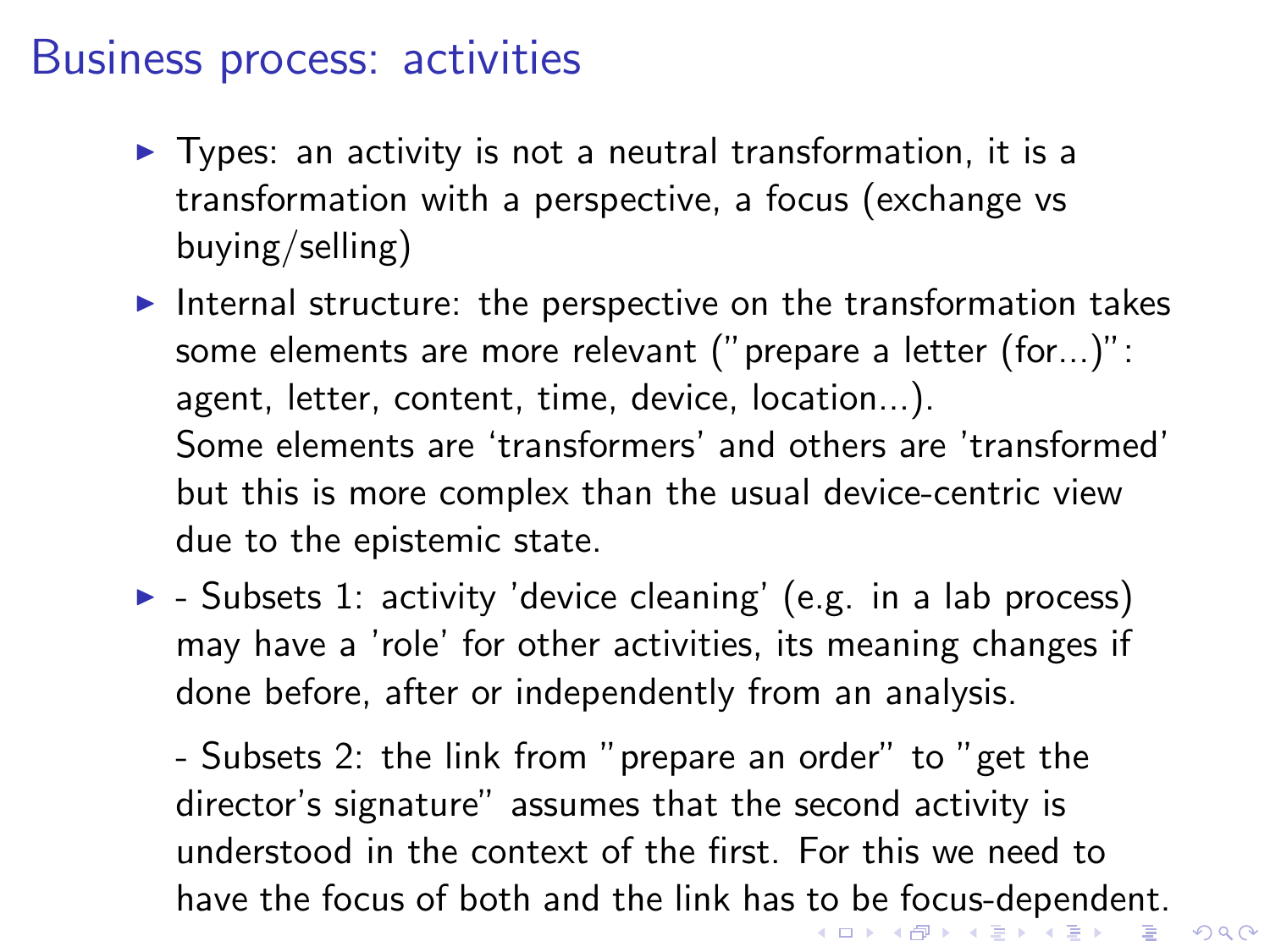# Business process: activities

- Types: an activity is not a neutral transformation, it is a transformation with a perspective, a focus (exchange vs buying/selling)
- Internal structure: the perspective on the transformation takes some elements are more relevant ("prepare a letter (for...)": agent, letter, content, time, device, location...).
  Some elements are 'transformers' and others are 'transformed' but this is more complex than the usual device-centric view due to the epistemic state.
- - Subsets 1: activity 'device cleaning' (e.g. in a lab process) may have a 'role' for other activities, its meaning changes if done before, after or independently from an analysis.

  - Subsets 2: the link from "prepare an order" to "get the director's signature" assumes that the second activity is understood in the context of the first. For this we need to have the focus of both and the link has to be focus-dependent.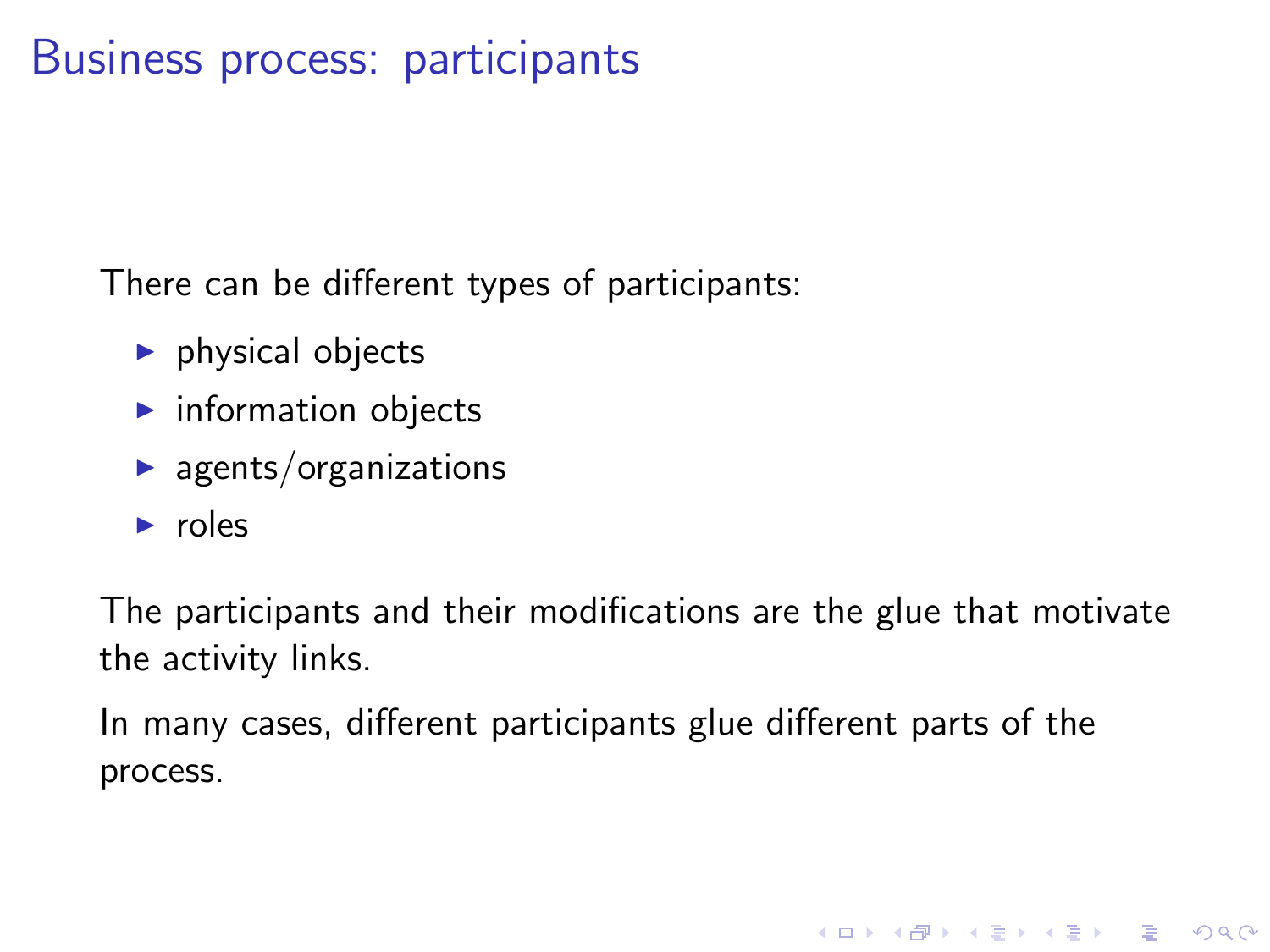# Business process: participants

There can be different types of participants:

- physical objects
- information objects
- agents/organizations
- roles

The participants and their modifications are the glue that motivate the activity links.

In many cases, different participants glue different parts of the process.